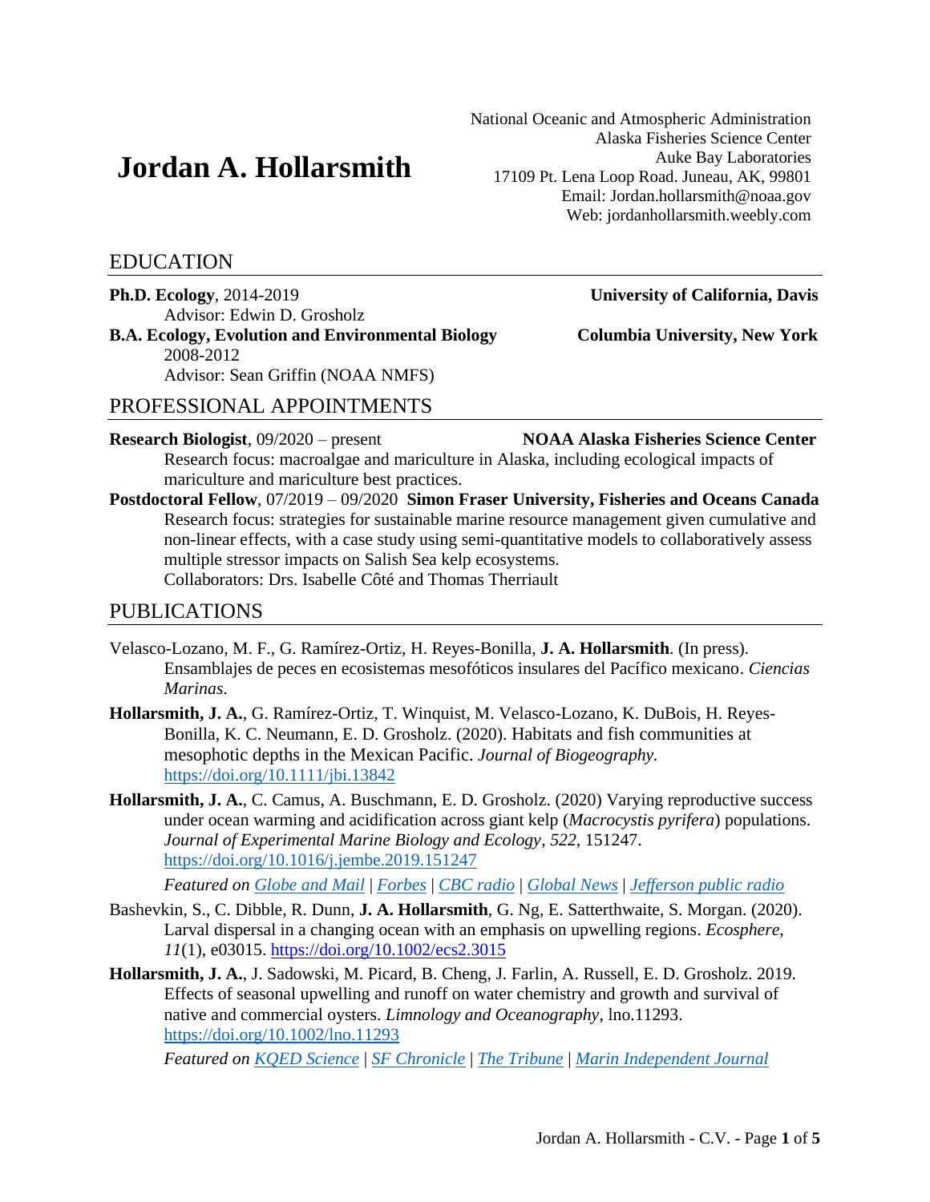# Jordan A. Hollarsmith

National Oceanic and Atmospheric Administration
Alaska Fisheries Science Center
Auke Bay Laboratories
17109 Pt. Lena Loop Road. Juneau, AK, 99801
Email: Jordan.hollarsmith@noaa.gov
Web: jordanhollarsmith.weebly.com

## EDUCATION

**Ph.D. Ecology**, 2014-2019 — **University of California, Davis**
Advisor: Edwin D. Grosholz

**B.A. Ecology, Evolution and Environmental Biology** — **Columbia University, New York**
2008-2012
Advisor: Sean Griffin (NOAA NMFS)

## PROFESSIONAL APPOINTMENTS

**Research Biologist**, 09/2020 – present — **NOAA Alaska Fisheries Science Center**
Research focus: macroalgae and mariculture in Alaska, including ecological impacts of mariculture and mariculture best practices.

**Postdoctoral Fellow**, 07/2019 – 09/2020 — **Simon Fraser University, Fisheries and Oceans Canada**
Research focus: strategies for sustainable marine resource management given cumulative and non-linear effects, with a case study using semi-quantitative models to collaboratively assess multiple stressor impacts on Salish Sea kelp ecosystems.
Collaborators: Drs. Isabelle Côté and Thomas Therriault

## PUBLICATIONS

Velasco-Lozano, M. F., G. Ramírez-Ortiz, H. Reyes-Bonilla, **J. A. Hollarsmith**. (In press). Ensamblajes de peces en ecosistemas mesofóticos insulares del Pacífico mexicano. *Ciencias Marinas*.

**Hollarsmith, J. A.**, G. Ramírez-Ortiz, T. Winquist, M. Velasco-Lozano, K. DuBois, H. Reyes-Bonilla, K. C. Neumann, E. D. Grosholz. (2020). Habitats and fish communities at mesophotic depths in the Mexican Pacific. *Journal of Biogeography.* https://doi.org/10.1111/jbi.13842

**Hollarsmith, J. A.**, C. Camus, A. Buschmann, E. D. Grosholz. (2020) Varying reproductive success under ocean warming and acidification across giant kelp (*Macrocystis pyrifera*) populations. *Journal of Experimental Marine Biology and Ecology*, *522,* 151247. https://doi.org/10.1016/j.jembe.2019.151247

*Featured on Globe and Mail | Forbes | CBC radio | Global News | Jefferson public radio*

Bashevkin, S., C. Dibble, R. Dunn, **J. A. Hollarsmith**, G. Ng, E. Satterthwaite, S. Morgan. (2020). Larval dispersal in a changing ocean with an emphasis on upwelling regions. *Ecosphere*, *11*(1), e03015. https://doi.org/10.1002/ecs2.3015

**Hollarsmith, J. A.**, J. Sadowski, M. Picard, B. Cheng, J. Farlin, A. Russell, E. D. Grosholz. 2019. Effects of seasonal upwelling and runoff on water chemistry and growth and survival of native and commercial oysters. *Limnology and Oceanography*, lno.11293. https://doi.org/10.1002/lno.11293

*Featured on KQED Science | SF Chronicle | The Tribune | Marin Independent Journal*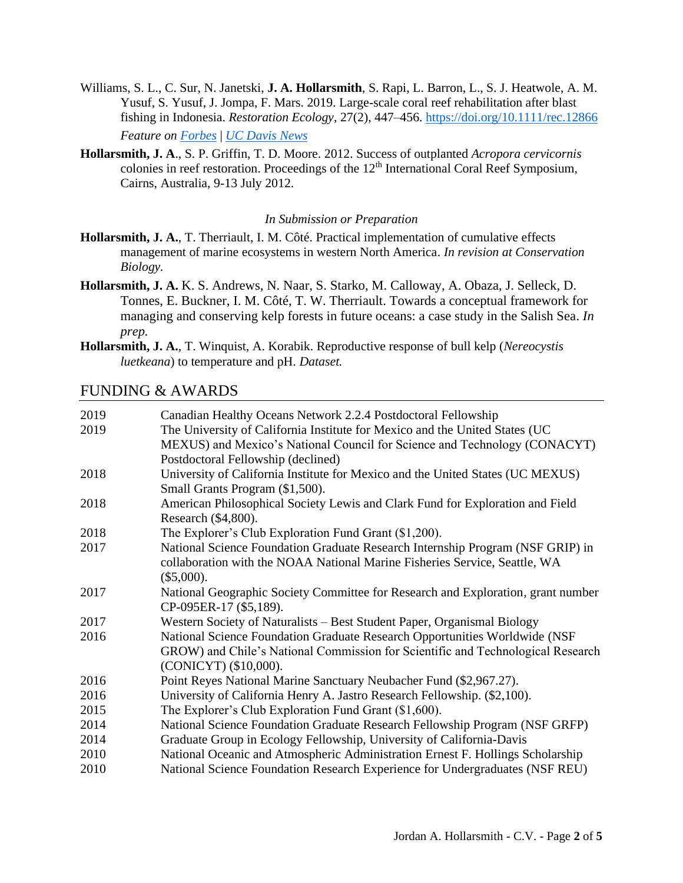Williams, S. L., C. Sur, N. Janetski, **J. A. Hollarsmith**, S. Rapi, L. Barron, L., S. J. Heatwole, A. M. Yusuf, S. Yusuf, J. Jompa, F. Mars. 2019. Large-scale coral reef rehabilitation after blast fishing in Indonesia. *Restoration Ecology*, 27(2), 447–456. https://doi.org/10.1111/rec.12866

*Feature on Forbes | UC Davis News*

**Hollarsmith, J. A**., S. P. Griffin, T. D. Moore. 2012. Success of outplanted *Acropora cervicornis* colonies in reef restoration. Proceedings of the 12th International Coral Reef Symposium, Cairns, Australia, 9-13 July 2012.

*In Submission or Preparation*

**Hollarsmith, J. A.**, T. Therriault, I. M. Côté. Practical implementation of cumulative effects management of marine ecosystems in western North America. *In revision at Conservation Biology.*

**Hollarsmith, J. A.** K. S. Andrews, N. Naar, S. Starko, M. Calloway, A. Obaza, J. Selleck, D. Tonnes, E. Buckner, I. M. Côté, T. W. Therriault. Towards a conceptual framework for managing and conserving kelp forests in future oceans: a case study in the Salish Sea. *In prep.*

**Hollarsmith, J. A.**, T. Winquist, A. Korabik. Reproductive response of bull kelp (*Nereocystis luetkeana*) to temperature and pH. *Dataset.*

## FUNDING & AWARDS

| | |
|---|---|
| 2019 | Canadian Healthy Oceans Network 2.2.4 Postdoctoral Fellowship |
| 2019 | The University of California Institute for Mexico and the United States (UC MEXUS) and Mexico's National Council for Science and Technology (CONACYT) Postdoctoral Fellowship (declined) |
| 2018 | University of California Institute for Mexico and the United States (UC MEXUS) Small Grants Program ($1,500). |
| 2018 | American Philosophical Society Lewis and Clark Fund for Exploration and Field Research ($4,800). |
| 2018 | The Explorer's Club Exploration Fund Grant ($1,200). |
| 2017 | National Science Foundation Graduate Research Internship Program (NSF GRIP) in collaboration with the NOAA National Marine Fisheries Service, Seattle, WA ($5,000). |
| 2017 | National Geographic Society Committee for Research and Exploration, grant number CP-095ER-17 ($5,189). |
| 2017 | Western Society of Naturalists – Best Student Paper, Organismal Biology |
| 2016 | National Science Foundation Graduate Research Opportunities Worldwide (NSF GROW) and Chile's National Commission for Scientific and Technological Research (CONICYT) ($10,000). |
| 2016 | Point Reyes National Marine Sanctuary Neubacher Fund ($2,967.27). |
| 2016 | University of California Henry A. Jastro Research Fellowship. ($2,100). |
| 2015 | The Explorer's Club Exploration Fund Grant ($1,600). |
| 2014 | National Science Foundation Graduate Research Fellowship Program (NSF GRFP) |
| 2014 | Graduate Group in Ecology Fellowship, University of California-Davis |
| 2010 | National Oceanic and Atmospheric Administration Ernest F. Hollings Scholarship |
| 2010 | National Science Foundation Research Experience for Undergraduates (NSF REU) |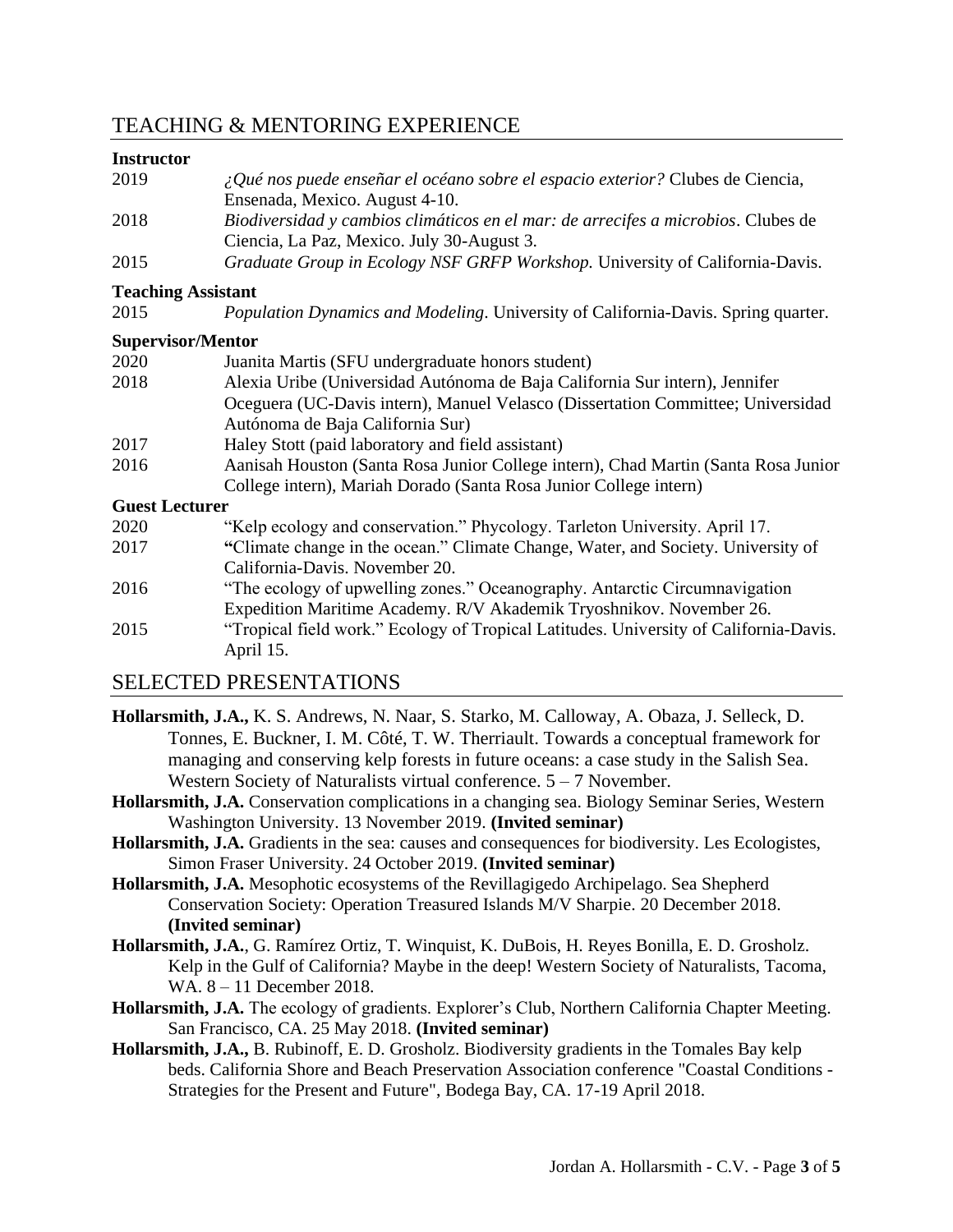## TEACHING & MENTORING EXPERIENCE

**Instructor**

2019 *¿Qué nos puede enseñar el océano sobre el espacio exterior?* Clubes de Ciencia, Ensenada, Mexico. August 4-10.

2018 *Biodiversidad y cambios climáticos en el mar: de arrecifes a microbios*. Clubes de Ciencia, La Paz, Mexico. July 30-August 3.

2015 *Graduate Group in Ecology NSF GRFP Workshop.* University of California-Davis.

**Teaching Assistant**

2015 *Population Dynamics and Modeling*. University of California-Davis. Spring quarter.

**Supervisor/Mentor**

2020 Juanita Martis (SFU undergraduate honors student)

2018 Alexia Uribe (Universidad Autónoma de Baja California Sur intern), Jennifer Oceguera (UC-Davis intern), Manuel Velasco (Dissertation Committee; Universidad Autónoma de Baja California Sur)

2017 Haley Stott (paid laboratory and field assistant)

2016 Aanisah Houston (Santa Rosa Junior College intern), Chad Martin (Santa Rosa Junior College intern), Mariah Dorado (Santa Rosa Junior College intern)

**Guest Lecturer**

2020 "Kelp ecology and conservation." Phycology. Tarleton University. April 17.

2017 **"**Climate change in the ocean." Climate Change, Water, and Society. University of California-Davis. November 20.

2016 "The ecology of upwelling zones." Oceanography. Antarctic Circumnavigation Expedition Maritime Academy. R/V Akademik Tryoshnikov. November 26.

2015 "Tropical field work." Ecology of Tropical Latitudes. University of California-Davis. April 15.

## SELECTED PRESENTATIONS

**Hollarsmith, J.A.,** K. S. Andrews, N. Naar, S. Starko, M. Calloway, A. Obaza, J. Selleck, D. Tonnes, E. Buckner, I. M. Côté, T. W. Therriault. Towards a conceptual framework for managing and conserving kelp forests in future oceans: a case study in the Salish Sea. Western Society of Naturalists virtual conference. 5 – 7 November.

**Hollarsmith, J.A.** Conservation complications in a changing sea. Biology Seminar Series, Western Washington University. 13 November 2019. **(Invited seminar)**

**Hollarsmith, J.A.** Gradients in the sea: causes and consequences for biodiversity. Les Ecologistes, Simon Fraser University. 24 October 2019. **(Invited seminar)**

**Hollarsmith, J.A.** Mesophotic ecosystems of the Revillagigedo Archipelago. Sea Shepherd Conservation Society: Operation Treasured Islands M/V Sharpie. 20 December 2018. **(Invited seminar)**

**Hollarsmith, J.A.**, G. Ramírez Ortiz, T. Winquist, K. DuBois, H. Reyes Bonilla, E. D. Grosholz. Kelp in the Gulf of California? Maybe in the deep! Western Society of Naturalists, Tacoma, WA. 8 – 11 December 2018.

**Hollarsmith, J.A.** The ecology of gradients. Explorer's Club, Northern California Chapter Meeting. San Francisco, CA. 25 May 2018. **(Invited seminar)**

**Hollarsmith, J.A.,** B. Rubinoff, E. D. Grosholz. Biodiversity gradients in the Tomales Bay kelp beds. California Shore and Beach Preservation Association conference "Coastal Conditions - Strategies for the Present and Future", Bodega Bay, CA. 17-19 April 2018.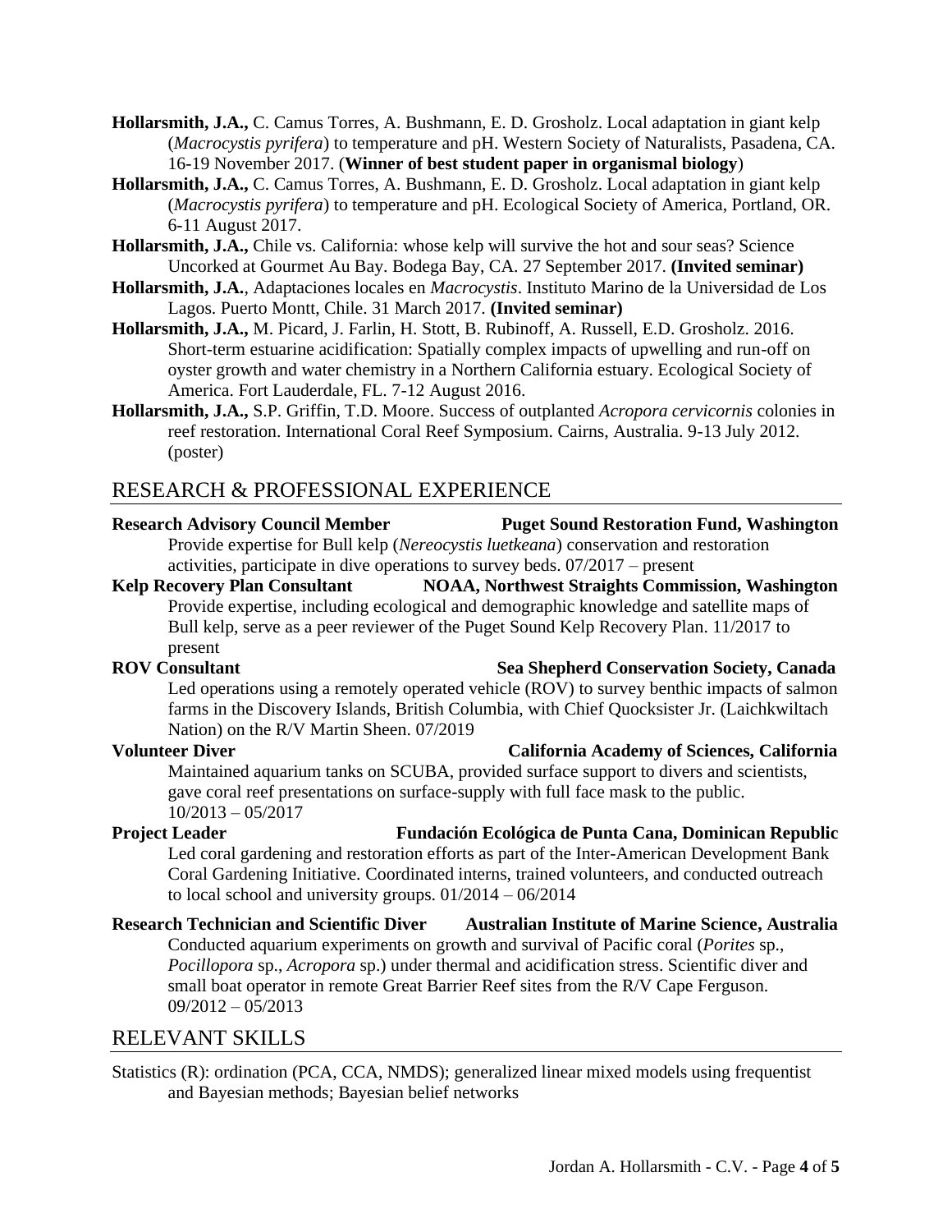**Hollarsmith, J.A.,** C. Camus Torres, A. Bushmann, E. D. Grosholz. Local adaptation in giant kelp (*Macrocystis pyrifera*) to temperature and pH. Western Society of Naturalists, Pasadena, CA. 16-19 November 2017. (**Winner of best student paper in organismal biology**)

**Hollarsmith, J.A.,** C. Camus Torres, A. Bushmann, E. D. Grosholz. Local adaptation in giant kelp (*Macrocystis pyrifera*) to temperature and pH. Ecological Society of America, Portland, OR. 6-11 August 2017.

**Hollarsmith, J.A.,** Chile vs. California: whose kelp will survive the hot and sour seas? Science Uncorked at Gourmet Au Bay. Bodega Bay, CA. 27 September 2017. **(Invited seminar)**

**Hollarsmith, J.A.**, Adaptaciones locales en *Macrocystis*. Instituto Marino de la Universidad de Los Lagos. Puerto Montt, Chile. 31 March 2017. **(Invited seminar)**

**Hollarsmith, J.A.,** M. Picard, J. Farlin, H. Stott, B. Rubinoff, A. Russell, E.D. Grosholz. 2016. Short-term estuarine acidification: Spatially complex impacts of upwelling and run-off on oyster growth and water chemistry in a Northern California estuary. Ecological Society of America. Fort Lauderdale, FL. 7-12 August 2016.

**Hollarsmith, J.A.,** S.P. Griffin, T.D. Moore. Success of outplanted *Acropora cervicornis* colonies in reef restoration. International Coral Reef Symposium. Cairns, Australia. 9-13 July 2012. (poster)

## RESEARCH & PROFESSIONAL EXPERIENCE

**Research Advisory Council Member** — **Puget Sound Restoration Fund, Washington**
Provide expertise for Bull kelp (*Nereocystis luetkeana*) conservation and restoration activities, participate in dive operations to survey beds. 07/2017 – present

**Kelp Recovery Plan Consultant** — **NOAA, Northwest Straights Commission, Washington**
Provide expertise, including ecological and demographic knowledge and satellite maps of Bull kelp, serve as a peer reviewer of the Puget Sound Kelp Recovery Plan. 11/2017 to present

**ROV Consultant** — **Sea Shepherd Conservation Society, Canada**
Led operations using a remotely operated vehicle (ROV) to survey benthic impacts of salmon farms in the Discovery Islands, British Columbia, with Chief Quocksister Jr. (Laichkwiltach Nation) on the R/V Martin Sheen. 07/2019

**Volunteer Diver** — **California Academy of Sciences, California**
Maintained aquarium tanks on SCUBA, provided surface support to divers and scientists, gave coral reef presentations on surface-supply with full face mask to the public. 10/2013 – 05/2017

**Project Leader** — **Fundación Ecológica de Punta Cana, Dominican Republic**
Led coral gardening and restoration efforts as part of the Inter-American Development Bank Coral Gardening Initiative. Coordinated interns, trained volunteers, and conducted outreach to local school and university groups. 01/2014 – 06/2014

**Research Technician and Scientific Diver** — **Australian Institute of Marine Science, Australia**
Conducted aquarium experiments on growth and survival of Pacific coral (*Porites* sp., *Pocillopora* sp., *Acropora* sp.) under thermal and acidification stress. Scientific diver and small boat operator in remote Great Barrier Reef sites from the R/V Cape Ferguson. 09/2012 – 05/2013

## RELEVANT SKILLS

Statistics (R): ordination (PCA, CCA, NMDS); generalized linear mixed models using frequentist and Bayesian methods; Bayesian belief networks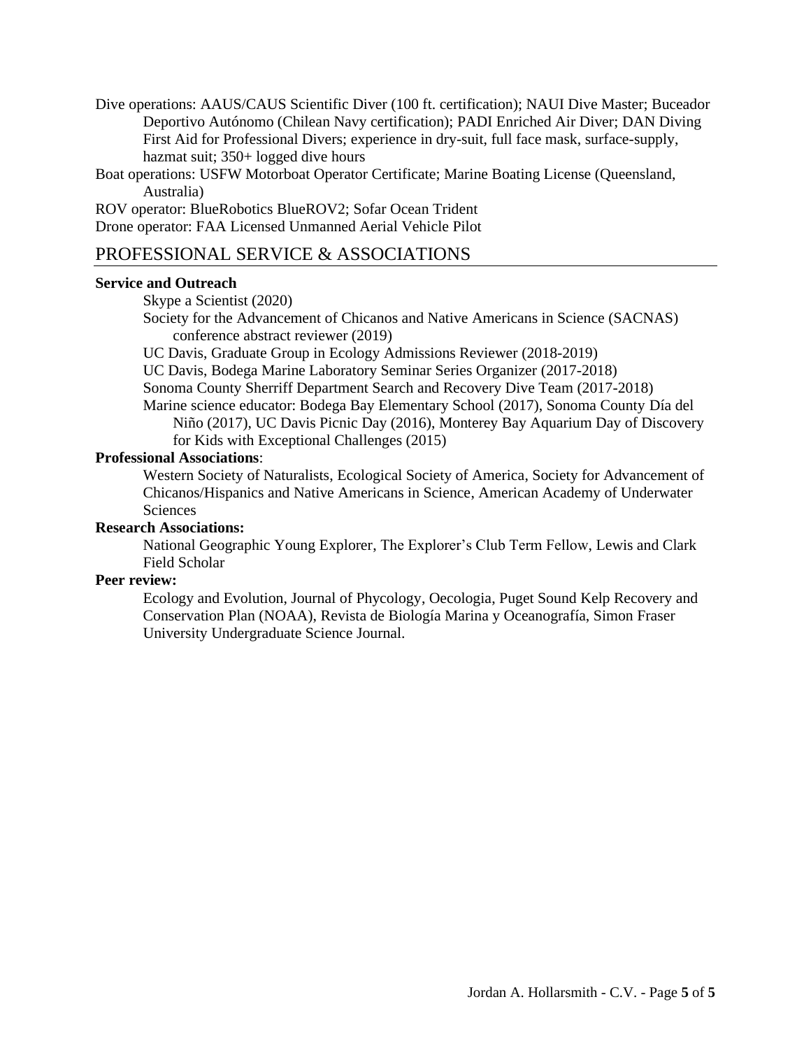Dive operations: AAUS/CAUS Scientific Diver (100 ft. certification); NAUI Dive Master; Buceador Deportivo Autónomo (Chilean Navy certification); PADI Enriched Air Diver; DAN Diving First Aid for Professional Divers; experience in dry-suit, full face mask, surface-supply, hazmat suit; 350+ logged dive hours

Boat operations: USFW Motorboat Operator Certificate; Marine Boating License (Queensland, Australia)

ROV operator: BlueRobotics BlueROV2; Sofar Ocean Trident

Drone operator: FAA Licensed Unmanned Aerial Vehicle Pilot

## PROFESSIONAL SERVICE & ASSOCIATIONS

**Service and Outreach**

- Skype a Scientist (2020)
- Society for the Advancement of Chicanos and Native Americans in Science (SACNAS) conference abstract reviewer (2019)
- UC Davis, Graduate Group in Ecology Admissions Reviewer (2018-2019)
- UC Davis, Bodega Marine Laboratory Seminar Series Organizer (2017-2018)
- Sonoma County Sherriff Department Search and Recovery Dive Team (2017-2018)
- Marine science educator: Bodega Bay Elementary School (2017), Sonoma County Día del Niño (2017), UC Davis Picnic Day (2016), Monterey Bay Aquarium Day of Discovery for Kids with Exceptional Challenges (2015)

**Professional Associations**:

Western Society of Naturalists, Ecological Society of America, Society for Advancement of Chicanos/Hispanics and Native Americans in Science, American Academy of Underwater Sciences

**Research Associations:**

National Geographic Young Explorer, The Explorer's Club Term Fellow, Lewis and Clark Field Scholar

**Peer review:**

Ecology and Evolution, Journal of Phycology, Oecologia, Puget Sound Kelp Recovery and Conservation Plan (NOAA), Revista de Biología Marina y Oceanografía, Simon Fraser University Undergraduate Science Journal.